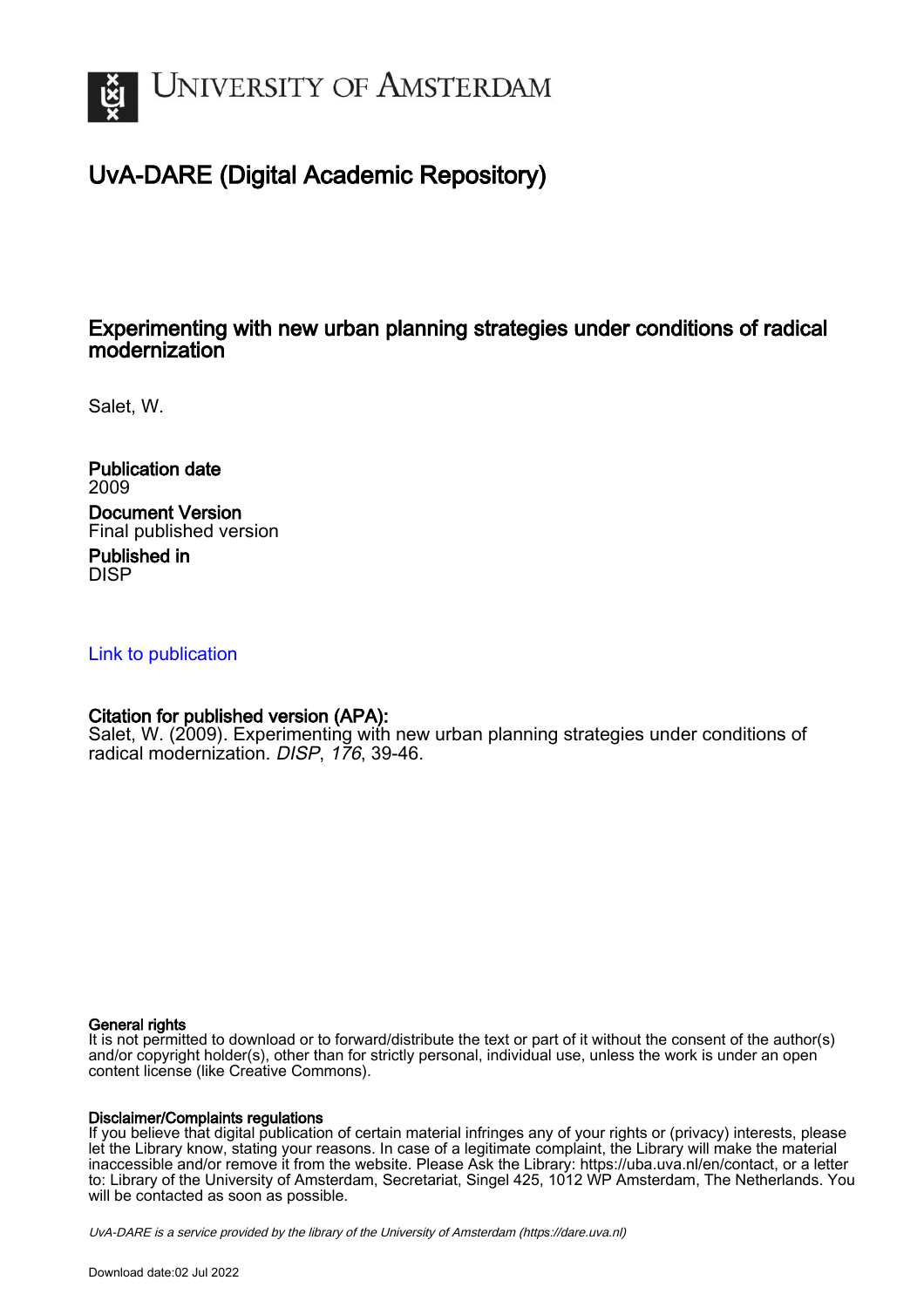# UvA-DARE (Digital Academic Repository)

## Experimenting with new urban planning strategies under conditions of radical modernization

Salet, W.

**Publication date**
2009

**Document Version**
Final published version

**Published in**
DISP

Link to publication

**Citation for published version (APA):**
Salet, W. (2009). Experimenting with new urban planning strategies under conditions of radical modernization. *DISP*, *176*, 39-46.

**General rights**
It is not permitted to download or to forward/distribute the text or part of it without the consent of the author(s) and/or copyright holder(s), other than for strictly personal, individual use, unless the work is under an open content license (like Creative Commons).

**Disclaimer/Complaints regulations**
If you believe that digital publication of certain material infringes any of your rights or (privacy) interests, please let the Library know, stating your reasons. In case of a legitimate complaint, the Library will make the material inaccessible and/or remove it from the website. Please Ask the Library: https://uba.uva.nl/en/contact, or a letter to: Library of the University of Amsterdam, Secretariat, Singel 425, 1012 WP Amsterdam, The Netherlands. You will be contacted as soon as possible.

*UvA-DARE is a service provided by the library of the University of Amsterdam (https://dare.uva.nl)*

Download date:02 Jul 2022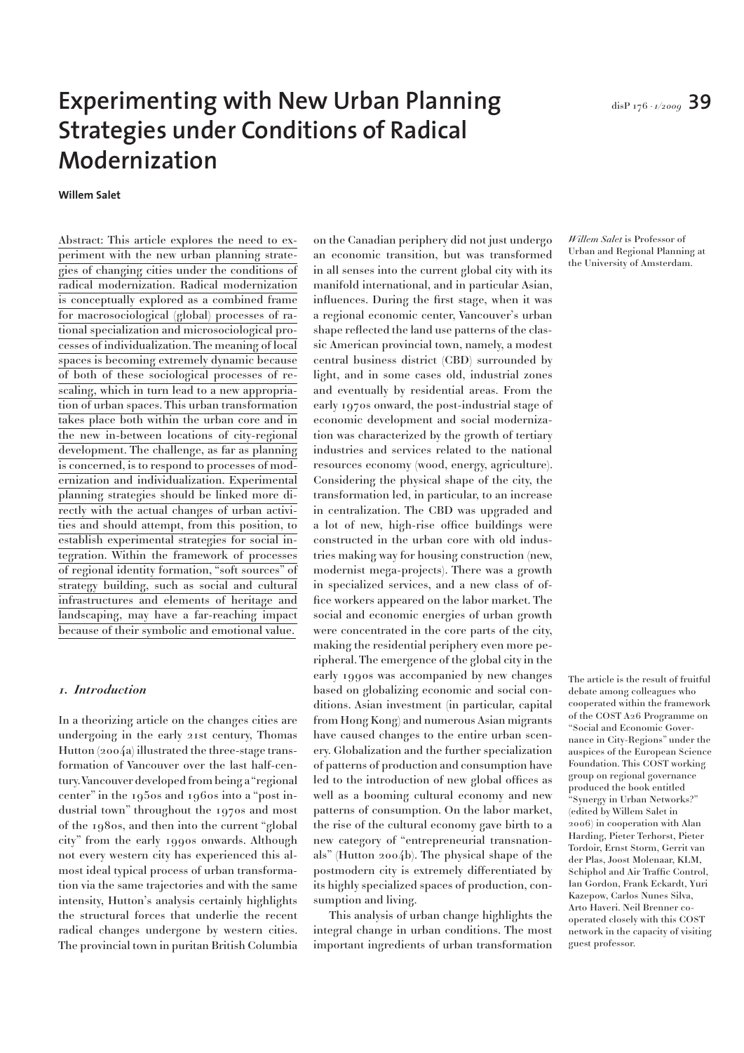# Experimenting with New Urban Planning Strategies under Conditions of Radical Modernization

**Willem Salet**

*Willem Salet* is Professor of Urban and Regional Planning at the University of Amsterdam.

Abstract: This article explores the need to experiment with the new urban planning strategies of changing cities under the conditions of radical modernization. Radical modernization is conceptually explored as a combined frame for macrosociological (global) processes of rational specialization and microsociological processes of individualization. The meaning of local spaces is becoming extremely dynamic because of both of these sociological processes of rescaling, which in turn lead to a new appropriation of urban spaces. This urban transformation takes place both within the urban core and in the new in-between locations of city-regional development. The challenge, as far as planning is concerned, is to respond to processes of modernization and individualization. Experimental planning strategies should be linked more directly with the actual changes of urban activities and should attempt, from this position, to establish experimental strategies for social integration. Within the framework of processes of regional identity formation, "soft sources" of strategy building, such as social and cultural infrastructures and elements of heritage and landscaping, may have a far-reaching impact because of their symbolic and emotional value.

## *1. Introduction*

In a theorizing article on the changes cities are undergoing in the early 21st century, Thomas Hutton (2004a) illustrated the three-stage transformation of Vancouver over the last half-century. Vancouver developed from being a "regional center" in the 1950s and 1960s into a "post industrial town" throughout the 1970s and most of the 1980s, and then into the current "global city" from the early 1990s onwards. Although not every western city has experienced this almost ideal typical process of urban transformation via the same trajectories and with the same intensity, Hutton's analysis certainly highlights the structural forces that underlie the recent radical changes undergone by western cities. The provincial town in puritan British Columbia on the Canadian periphery did not just undergo an economic transition, but was transformed in all senses into the current global city with its manifold international, and in particular Asian, influences. During the first stage, when it was a regional economic center, Vancouver's urban shape reflected the land use patterns of the classic American provincial town, namely, a modest central business district (CBD) surrounded by light, and in some cases old, industrial zones and eventually by residential areas. From the early 1970s onward, the post-industrial stage of economic development and social modernization was characterized by the growth of tertiary industries and services related to the national resources economy (wood, energy, agriculture). Considering the physical shape of the city, the transformation led, in particular, to an increase in centralization. The CBD was upgraded and a lot of new, high-rise office buildings were constructed in the urban core with old industries making way for housing construction (new, modernist mega-projects). There was a growth in specialized services, and a new class of office workers appeared on the labor market. The social and economic energies of urban growth were concentrated in the core parts of the city, making the residential periphery even more peripheral. The emergence of the global city in the early 1990s was accompanied by new changes based on globalizing economic and social conditions. Asian investment (in particular, capital from Hong Kong) and numerous Asian migrants have caused changes to the entire urban scenery. Globalization and the further specialization of patterns of production and consumption have led to the introduction of new global offices as well as a booming cultural economy and new patterns of consumption. On the labor market, the rise of the cultural economy gave birth to a new category of "entrepreneurial transnationals" (Hutton 2004b). The physical shape of the postmodern city is extremely differentiated by its highly specialized spaces of production, consumption and living.

This analysis of urban change highlights the integral change in urban conditions. The most important ingredients of urban transformation

The article is the result of fruitful debate among colleagues who cooperated within the framework of the COST A26 Programme on "Social and Economic Governance in City-Regions" under the auspices of the European Science Foundation. This COST working group on regional governance produced the book entitled "Synergy in Urban Networks?" (edited by Willem Salet in 2006) in cooperation with Alan Harding, Pieter Terhorst, Pieter Tordoir, Ernst Storm, Gerrit van der Plas, Joost Molenaar, KLM, Schiphol and Air Traffic Control, Ian Gordon, Frank Eckardt, Yuri Kazepow, Carlos Nunes Silva, Arto Haveri. Neil Brenner cooperated closely with this COST network in the capacity of visiting guest professor.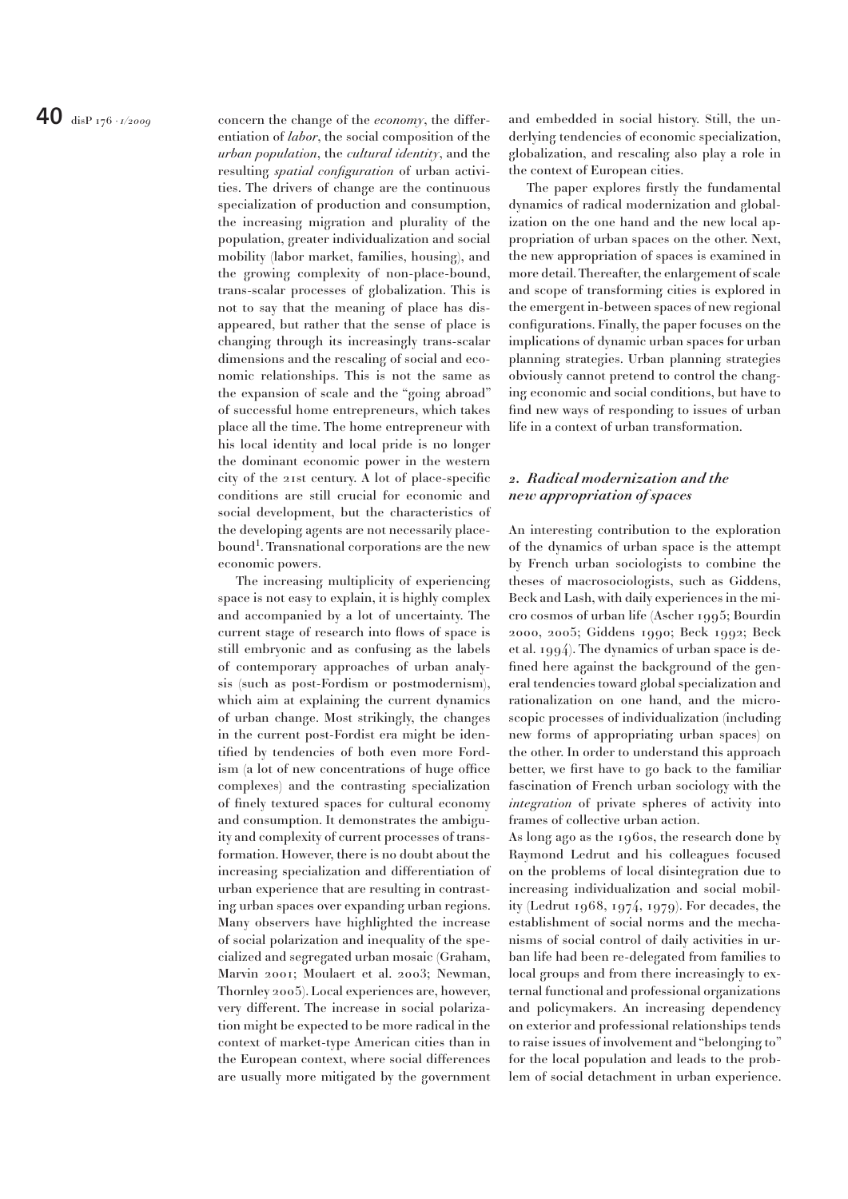concern the change of the *economy*, the differentiation of *labor*, the social composition of the *urban population*, the *cultural identity*, and the resulting *spatial configuration* of urban activities. The drivers of change are the continuous specialization of production and consumption, the increasing migration and plurality of the population, greater individualization and social mobility (labor market, families, housing), and the growing complexity of non-place-bound, trans-scalar processes of globalization. This is not to say that the meaning of place has disappeared, but rather that the sense of place is changing through its increasingly trans-scalar dimensions and the rescaling of social and economic relationships. This is not the same as the expansion of scale and the "going abroad" of successful home entrepreneurs, which takes place all the time. The home entrepreneur with his local identity and local pride is no longer the dominant economic power in the western city of the 21st century. A lot of place-specific conditions are still crucial for economic and social development, but the characteristics of the developing agents are not necessarily place-bound[1]. Transnational corporations are the new economic powers.

The increasing multiplicity of experiencing space is not easy to explain, it is highly complex and accompanied by a lot of uncertainty. The current stage of research into flows of space is still embryonic and as confusing as the labels of contemporary approaches of urban analysis (such as post-Fordism or postmodernism), which aim at explaining the current dynamics of urban change. Most strikingly, the changes in the current post-Fordist era might be identified by tendencies of both even more Fordism (a lot of new concentrations of huge office complexes) and the contrasting specialization of finely textured spaces for cultural economy and consumption. It demonstrates the ambiguity and complexity of current processes of transformation. However, there is no doubt about the increasing specialization and differentiation of urban experience that are resulting in contrasting urban spaces over expanding urban regions. Many observers have highlighted the increase of social polarization and inequality of the specialized and segregated urban mosaic (Graham, Marvin 2001; Moulaert et al. 2003; Newman, Thornley 2005). Local experiences are, however, very different. The increase in social polarization might be expected to be more radical in the context of market-type American cities than in the European context, where social differences are usually more mitigated by the government and embedded in social history. Still, the underlying tendencies of economic specialization, globalization, and rescaling also play a role in the context of European cities.

The paper explores firstly the fundamental dynamics of radical modernization and globalization on the one hand and the new local appropriation of urban spaces on the other. Next, the new appropriation of spaces is examined in more detail. Thereafter, the enlargement of scale and scope of transforming cities is explored in the emergent in-between spaces of new regional configurations. Finally, the paper focuses on the implications of dynamic urban spaces for urban planning strategies. Urban planning strategies obviously cannot pretend to control the changing economic and social conditions, but have to find new ways of responding to issues of urban life in a context of urban transformation.

## 2. *Radical modernization and the new appropriation of spaces*

An interesting contribution to the exploration of the dynamics of urban space is the attempt by French urban sociologists to combine the theses of macrosociologists, such as Giddens, Beck and Lash, with daily experiences in the micro cosmos of urban life (Ascher 1995; Bourdin 2000, 2005; Giddens 1990; Beck 1992; Beck et al. 1994). The dynamics of urban space is defined here against the background of the general tendencies toward global specialization and rationalization on one hand, and the microscopic processes of individualization (including new forms of appropriating urban spaces) on the other. In order to understand this approach better, we first have to go back to the familiar fascination of French urban sociology with the *integration* of private spheres of activity into frames of collective urban action.

As long ago as the 1960s, the research done by Raymond Ledrut and his colleagues focused on the problems of local disintegration due to increasing individualization and social mobility (Ledrut 1968, 1974, 1979). For decades, the establishment of social norms and the mechanisms of social control of daily activities in urban life had been re-delegated from families to local groups and from there increasingly to external functional and professional organizations and policymakers. An increasing dependency on exterior and professional relationships tends to raise issues of involvement and "belonging to" for the local population and leads to the problem of social detachment in urban experience.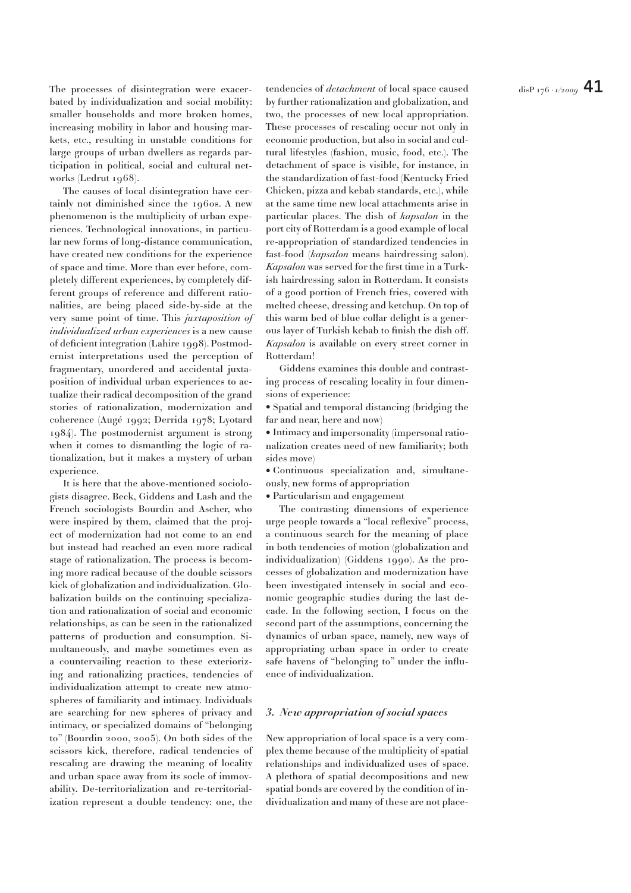The processes of disintegration were exacerbated by individualization and social mobility: smaller households and more broken homes, increasing mobility in labor and housing markets, etc., resulting in unstable conditions for large groups of urban dwellers as regards participation in political, social and cultural networks (Ledrut 1968).

The causes of local disintegration have certainly not diminished since the 1960s. A new phenomenon is the multiplicity of urban experiences. Technological innovations, in particular new forms of long-distance communication, have created new conditions for the experience of space and time. More than ever before, completely different experiences, by completely different groups of reference and different rationalities, are being placed side-by-side at the very same point of time. This *juxtaposition of individualized urban experiences* is a new cause of deficient integration (Lahire 1998). Postmodernist interpretations used the perception of fragmentary, unordered and accidental juxtaposition of individual urban experiences to actualize their radical decomposition of the grand stories of rationalization, modernization and coherence (Augé 1992; Derrida 1978; Lyotard 1984). The postmodernist argument is strong when it comes to dismantling the logic of rationalization, but it makes a mystery of urban experience.

It is here that the above-mentioned sociologists disagree. Beck, Giddens and Lash and the French sociologists Bourdin and Ascher, who were inspired by them, claimed that the project of modernization had not come to an end but instead had reached an even more radical stage of rationalization. The process is becoming more radical because of the double scissors kick of globalization and individualization. Globalization builds on the continuing specialization and rationalization of social and economic relationships, as can be seen in the rationalized patterns of production and consumption. Simultaneously, and maybe sometimes even as a countervailing reaction to these exteriorizing and rationalizing practices, tendencies of individualization attempt to create new atmospheres of familiarity and intimacy. Individuals are searching for new spheres of privacy and intimacy, or specialized domains of "belonging to" (Bourdin 2000, 2005). On both sides of the scissors kick, therefore, radical tendencies of rescaling are drawing the meaning of locality and urban space away from its socle of immovability. De-territorialization and re-territorialization represent a double tendency: one, the tendencies of *detachment* of local space caused by further rationalization and globalization, and two, the processes of new local appropriation. These processes of rescaling occur not only in economic production, but also in social and cultural lifestyles (fashion, music, food, etc.). The detachment of space is visible, for instance, in the standardization of fast-food (Kentucky Fried Chicken, pizza and kebab standards, etc.), while at the same time new local attachments arise in particular places. The dish of *kapsalon* in the port city of Rotterdam is a good example of local re-appropriation of standardized tendencies in fast-food (*kapsalon* means hairdressing salon). *Kapsalon* was served for the first time in a Turkish hairdressing salon in Rotterdam. It consists of a good portion of French fries, covered with melted cheese, dressing and ketchup. On top of this warm bed of blue collar delight is a generous layer of Turkish kebab to finish the dish off. *Kapsalon* is available on every street corner in Rotterdam!

Giddens examines this double and contrasting process of rescaling locality in four dimensions of experience:

- Spatial and temporal distancing (bridging the far and near, here and now)
- Intimacy and impersonality (impersonal rationalization creates need of new familiarity; both sides move)
- Continuous specialization and, simultaneously, new forms of appropriation
- Particularism and engagement

The contrasting dimensions of experience urge people towards a "local reflexive" process, a continuous search for the meaning of place in both tendencies of motion (globalization and individualization) (Giddens 1990). As the processes of globalization and modernization have been investigated intensely in social and economic geographic studies during the last decade. In the following section, I focus on the second part of the assumptions, concerning the dynamics of urban space, namely, new ways of appropriating urban space in order to create safe havens of "belonging to" under the influence of individualization.

## *3. New appropriation of social spaces*

New appropriation of local space is a very complex theme because of the multiplicity of spatial relationships and individualized uses of space. A plethora of spatial decompositions and new spatial bonds are covered by the condition of individualization and many of these are not place-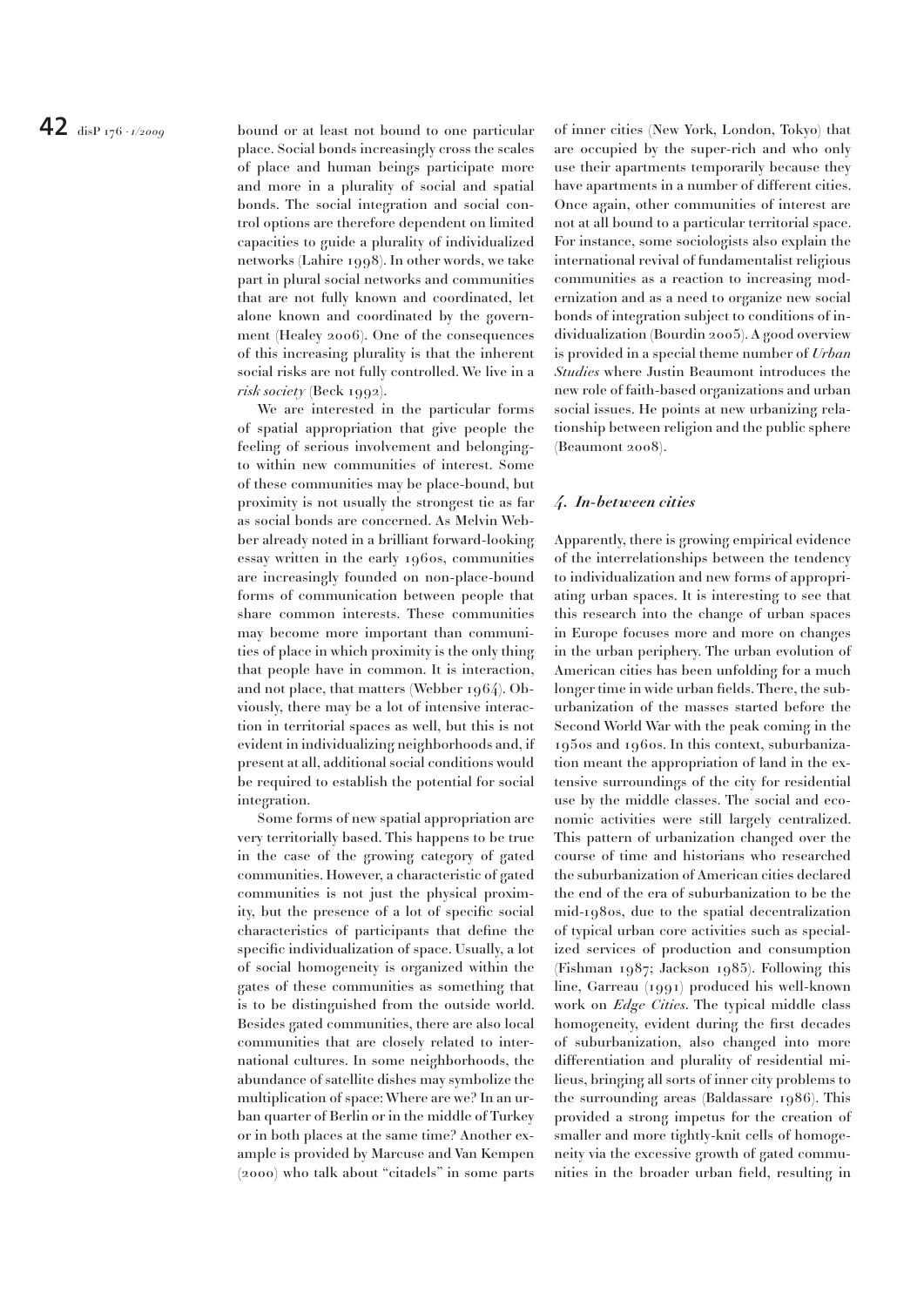bound or at least not bound to one particular place. Social bonds increasingly cross the scales of place and human beings participate more and more in a plurality of social and spatial bonds. The social integration and social control options are therefore dependent on limited capacities to guide a plurality of individualized networks (Lahire 1998). In other words, we take part in plural social networks and communities that are not fully known and coordinated, let alone known and coordinated by the government (Healey 2006). One of the consequences of this increasing plurality is that the inherent social risks are not fully controlled. We live in a *risk society* (Beck 1992).

We are interested in the particular forms of spatial appropriation that give people the feeling of serious involvement and belonging-to within new communities of interest. Some of these communities may be place-bound, but proximity is not usually the strongest tie as far as social bonds are concerned. As Melvin Webber already noted in a brilliant forward-looking essay written in the early 1960s, communities are increasingly founded on non-place-bound forms of communication between people that share common interests. These communities may become more important than communities of place in which proximity is the only thing that people have in common. It is interaction, and not place, that matters (Webber 1964). Obviously, there may be a lot of intensive interaction in territorial spaces as well, but this is not evident in individualizing neighborhoods and, if present at all, additional social conditions would be required to establish the potential for social integration.

Some forms of new spatial appropriation are very territorially based. This happens to be true in the case of the growing category of gated communities. However, a characteristic of gated communities is not just the physical proximity, but the presence of a lot of specific social characteristics of participants that define the specific individualization of space. Usually, a lot of social homogeneity is organized within the gates of these communities as something that is to be distinguished from the outside world. Besides gated communities, there are also local communities that are closely related to international cultures. In some neighborhoods, the abundance of satellite dishes may symbolize the multiplication of space: Where are we? In an urban quarter of Berlin or in the middle of Turkey or in both places at the same time? Another example is provided by Marcuse and Van Kempen (2000) who talk about "citadels" in some parts of inner cities (New York, London, Tokyo) that are occupied by the super-rich and who only use their apartments temporarily because they have apartments in a number of different cities. Once again, other communities of interest are not at all bound to a particular territorial space. For instance, some sociologists also explain the international revival of fundamentalist religious communities as a reaction to increasing modernization and as a need to organize new social bonds of integration subject to conditions of individualization (Bourdin 2005). A good overview is provided in a special theme number of *Urban Studies* where Justin Beaumont introduces the new role of faith-based organizations and urban social issues. He points at new urbanizing relationship between religion and the public sphere (Beaumont 2008).

## *4. In-between cities*

Apparently, there is growing empirical evidence of the interrelationships between the tendency to individualization and new forms of appropriating urban spaces. It is interesting to see that this research into the change of urban spaces in Europe focuses more and more on changes in the urban periphery. The urban evolution of American cities has been unfolding for a much longer time in wide urban fields. There, the suburbanization of the masses started before the Second World War with the peak coming in the 1950s and 1960s. In this context, suburbanization meant the appropriation of land in the extensive surroundings of the city for residential use by the middle classes. The social and economic activities were still largely centralized. This pattern of urbanization changed over the course of time and historians who researched the suburbanization of American cities declared the end of the era of suburbanization to be the mid-1980s, due to the spatial decentralization of typical urban core activities such as specialized services of production and consumption (Fishman 1987; Jackson 1985). Following this line, Garreau (1991) produced his well-known work on *Edge Cities*. The typical middle class homogeneity, evident during the first decades of suburbanization, also changed into more differentiation and plurality of residential milieus, bringing all sorts of inner city problems to the surrounding areas (Baldassare 1986). This provided a strong impetus for the creation of smaller and more tightly-knit cells of homogeneity via the excessive growth of gated communities in the broader urban field, resulting in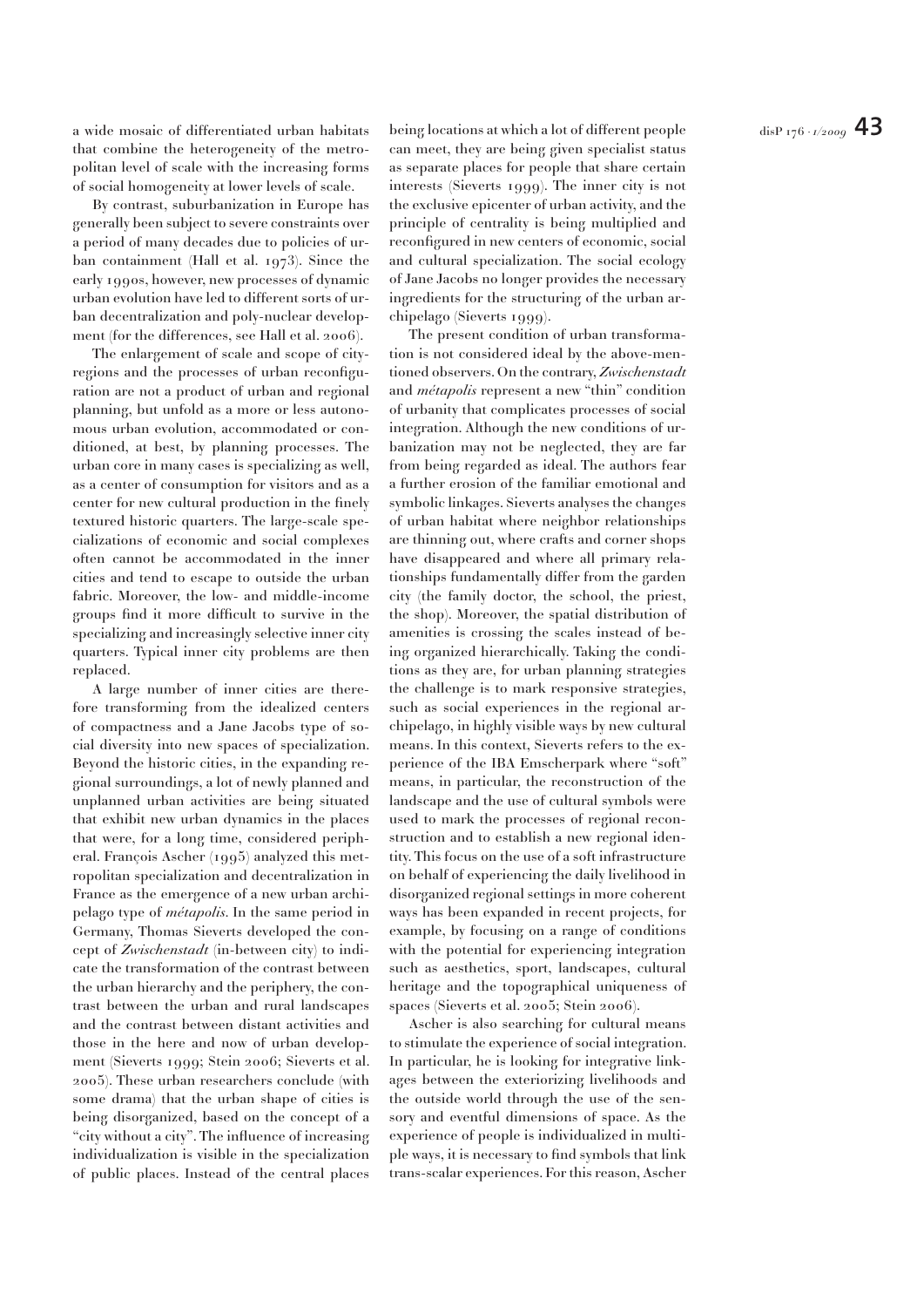a wide mosaic of differentiated urban habitats that combine the heterogeneity of the metropolitan level of scale with the increasing forms of social homogeneity at lower levels of scale.

By contrast, suburbanization in Europe has generally been subject to severe constraints over a period of many decades due to policies of urban containment (Hall et al. 1973). Since the early 1990s, however, new processes of dynamic urban evolution have led to different sorts of urban decentralization and poly-nuclear development (for the differences, see Hall et al. 2006).

The enlargement of scale and scope of city-regions and the processes of urban reconfiguration are not a product of urban and regional planning, but unfold as a more or less autonomous urban evolution, accommodated or conditioned, at best, by planning processes. The urban core in many cases is specializing as well, as a center of consumption for visitors and as a center for new cultural production in the finely textured historic quarters. The large-scale specializations of economic and social complexes often cannot be accommodated in the inner cities and tend to escape to outside the urban fabric. Moreover, the low- and middle-income groups find it more difficult to survive in the specializing and increasingly selective inner city quarters. Typical inner city problems are then replaced.

A large number of inner cities are therefore transforming from the idealized centers of compactness and a Jane Jacobs type of social diversity into new spaces of specialization. Beyond the historic cities, in the expanding regional surroundings, a lot of newly planned and unplanned urban activities are being situated that exhibit new urban dynamics in the places that were, for a long time, considered peripheral. François Ascher (1995) analyzed this metropolitan specialization and decentralization in France as the emergence of a new urban archipelago type of *métapolis*. In the same period in Germany, Thomas Sieverts developed the concept of *Zwischenstadt* (in-between city) to indicate the transformation of the contrast between the urban hierarchy and the periphery, the contrast between the urban and rural landscapes and the contrast between distant activities and those in the here and now of urban development (Sieverts 1999; Stein 2006; Sieverts et al. 2005). These urban researchers conclude (with some drama) that the urban shape of cities is being disorganized, based on the concept of a "city without a city". The influence of increasing individualization is visible in the specialization of public places. Instead of the central places being locations at which a lot of different people can meet, they are being given specialist status as separate places for people that share certain interests (Sieverts 1999). The inner city is not the exclusive epicenter of urban activity, and the principle of centrality is being multiplied and reconfigured in new centers of economic, social and cultural specialization. The social ecology of Jane Jacobs no longer provides the necessary ingredients for the structuring of the urban archipelago (Sieverts 1999).

The present condition of urban transformation is not considered ideal by the above-mentioned observers. On the contrary, *Zwischenstadt* and *métapolis* represent a new "thin" condition of urbanity that complicates processes of social integration. Although the new conditions of urbanization may not be neglected, they are far from being regarded as ideal. The authors fear a further erosion of the familiar emotional and symbolic linkages. Sieverts analyses the changes of urban habitat where neighbor relationships are thinning out, where crafts and corner shops have disappeared and where all primary relationships fundamentally differ from the garden city (the family doctor, the school, the priest, the shop). Moreover, the spatial distribution of amenities is crossing the scales instead of being organized hierarchically. Taking the conditions as they are, for urban planning strategies the challenge is to mark responsive strategies, such as social experiences in the regional archipelago, in highly visible ways by new cultural means. In this context, Sieverts refers to the experience of the IBA Emscherpark where "soft" means, in particular, the reconstruction of the landscape and the use of cultural symbols were used to mark the processes of regional reconstruction and to establish a new regional identity. This focus on the use of a soft infrastructure on behalf of experiencing the daily livelihood in disorganized regional settings in more coherent ways has been expanded in recent projects, for example, by focusing on a range of conditions with the potential for experiencing integration such as aesthetics, sport, landscapes, cultural heritage and the topographical uniqueness of spaces (Sieverts et al. 2005; Stein 2006).

Ascher is also searching for cultural means to stimulate the experience of social integration. In particular, he is looking for integrative linkages between the exteriorizing livelihoods and the outside world through the use of the sensory and eventful dimensions of space. As the experience of people is individualized in multiple ways, it is necessary to find symbols that link trans-scalar experiences. For this reason, Ascher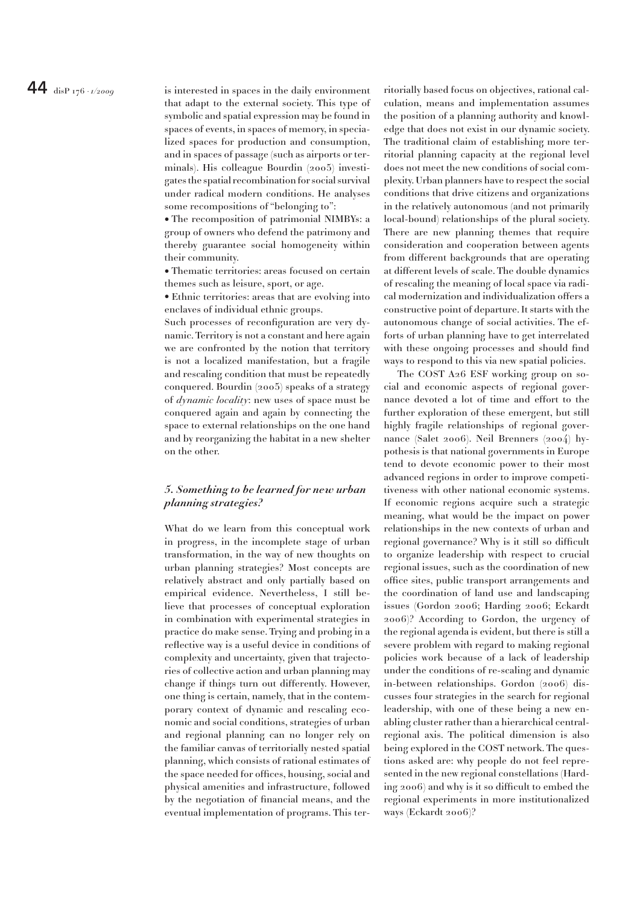is interested in spaces in the daily environment that adapt to the external society. This type of symbolic and spatial expression may be found in spaces of events, in spaces of memory, in specialized spaces for production and consumption, and in spaces of passage (such as airports or terminals). His colleague Bourdin (2005) investigates the spatial recombination for social survival under radical modern conditions. He analyses some recompositions of "belonging to":

- The recomposition of patrimonial NIMBYs: a group of owners who defend the patrimony and thereby guarantee social homogeneity within their community.
- Thematic territories: areas focused on certain themes such as leisure, sport, or age.
- Ethnic territories: areas that are evolving into enclaves of individual ethnic groups.

Such processes of reconfiguration are very dynamic. Territory is not a constant and here again we are confronted by the notion that territory is not a localized manifestation, but a fragile and rescaling condition that must be repeatedly conquered. Bourdin (2005) speaks of a strategy of *dynamic locality*: new uses of space must be conquered again and again by connecting the space to external relationships on the one hand and by reorganizing the habitat in a new shelter on the other.

## *5. Something to be learned for new urban planning strategies?*

What do we learn from this conceptual work in progress, in the incomplete stage of urban transformation, in the way of new thoughts on urban planning strategies? Most concepts are relatively abstract and only partially based on empirical evidence. Nevertheless, I still believe that processes of conceptual exploration in combination with experimental strategies in practice do make sense. Trying and probing in a reflective way is a useful device in conditions of complexity and uncertainty, given that trajectories of collective action and urban planning may change if things turn out differently. However, one thing is certain, namely, that in the contemporary context of dynamic and rescaling economic and social conditions, strategies of urban and regional planning can no longer rely on the familiar canvas of territorially nested spatial planning, which consists of rational estimates of the space needed for offices, housing, social and physical amenities and infrastructure, followed by the negotiation of financial means, and the eventual implementation of programs. This territorially based focus on objectives, rational calculation, means and implementation assumes the position of a planning authority and knowledge that does not exist in our dynamic society. The traditional claim of establishing more territorial planning capacity at the regional level does not meet the new conditions of social complexity. Urban planners have to respect the social conditions that drive citizens and organizations in the relatively autonomous (and not primarily local-bound) relationships of the plural society. There are new planning themes that require consideration and cooperation between agents from different backgrounds that are operating at different levels of scale. The double dynamics of rescaling the meaning of local space via radical modernization and individualization offers a constructive point of departure. It starts with the autonomous change of social activities. The efforts of urban planning have to get interrelated with these ongoing processes and should find ways to respond to this via new spatial policies.

The COST A26 ESF working group on social and economic aspects of regional governance devoted a lot of time and effort to the further exploration of these emergent, but still highly fragile relationships of regional governance (Salet 2006). Neil Brenners (2004) hypothesis is that national governments in Europe tend to devote economic power to their most advanced regions in order to improve competitiveness with other national economic systems. If economic regions acquire such a strategic meaning, what would be the impact on power relationships in the new contexts of urban and regional governance? Why is it still so difficult to organize leadership with respect to crucial regional issues, such as the coordination of new office sites, public transport arrangements and the coordination of land use and landscaping issues (Gordon 2006; Harding 2006; Eckardt 2006)? According to Gordon, the urgency of the regional agenda is evident, but there is still a severe problem with regard to making regional policies work because of a lack of leadership under the conditions of re-scaling and dynamic in-between relationships. Gordon (2006) discusses four strategies in the search for regional leadership, with one of these being a new enabling cluster rather than a hierarchical central-regional axis. The political dimension is also being explored in the COST network. The questions asked are: why people do not feel represented in the new regional constellations (Harding 2006) and why is it so difficult to embed the regional experiments in more institutionalized ways (Eckardt 2006)?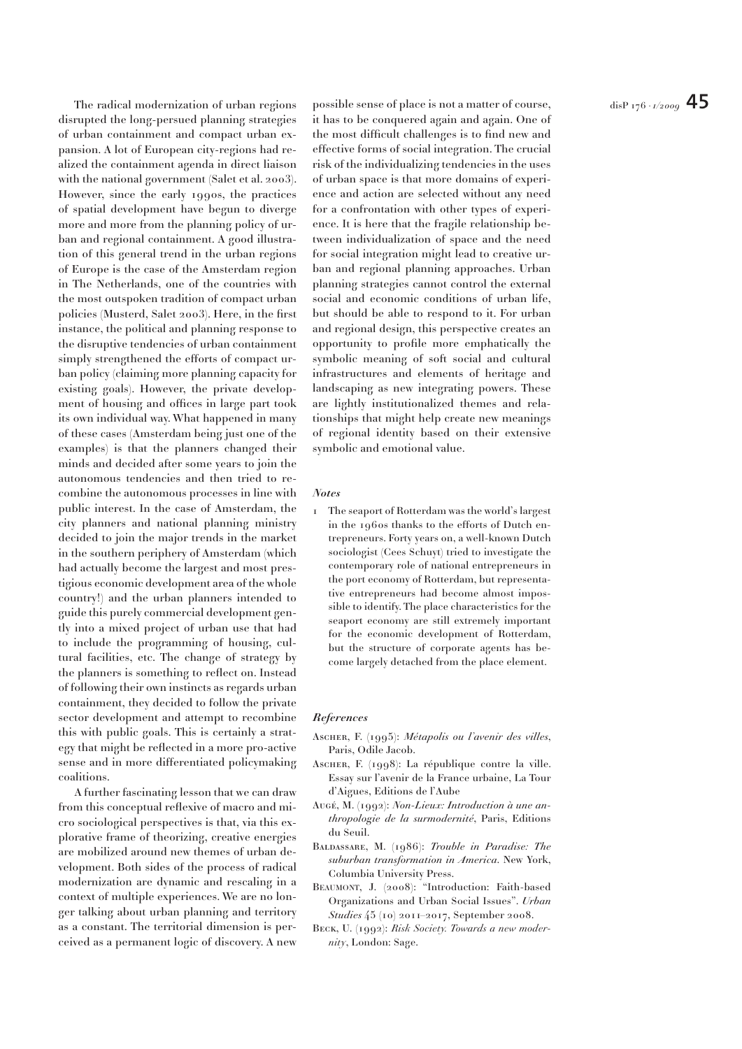The radical modernization of urban regions disrupted the long-persued planning strategies of urban containment and compact urban expansion. A lot of European city-regions had realized the containment agenda in direct liaison with the national government (Salet et al. 2003). However, since the early 1990s, the practices of spatial development have begun to diverge more and more from the planning policy of urban and regional containment. A good illustration of this general trend in the urban regions of Europe is the case of the Amsterdam region in The Netherlands, one of the countries with the most outspoken tradition of compact urban policies (Musterd, Salet 2003). Here, in the first instance, the political and planning response to the disruptive tendencies of urban containment simply strengthened the efforts of compact urban policy (claiming more planning capacity for existing goals). However, the private development of housing and offices in large part took its own individual way. What happened in many of these cases (Amsterdam being just one of the examples) is that the planners changed their minds and decided after some years to join the autonomous tendencies and then tried to recombine the autonomous processes in line with public interest. In the case of Amsterdam, the city planners and national planning ministry decided to join the major trends in the market in the southern periphery of Amsterdam (which had actually become the largest and most prestigious economic development area of the whole country!) and the urban planners intended to guide this purely commercial development gently into a mixed project of urban use that had to include the programming of housing, cultural facilities, etc. The change of strategy by the planners is something to reflect on. Instead of following their own instincts as regards urban containment, they decided to follow the private sector development and attempt to recombine this with public goals. This is certainly a strategy that might be reflected in a more pro-active sense and in more differentiated policymaking coalitions.

A further fascinating lesson that we can draw from this conceptual reflexive of macro and micro sociological perspectives is that, via this explorative frame of theorizing, creative energies are mobilized around new themes of urban development. Both sides of the process of radical modernization are dynamic and rescaling in a context of multiple experiences. We are no longer talking about urban planning and territory as a constant. The territorial dimension is perceived as a permanent logic of discovery. A new possible sense of place is not a matter of course, it has to be conquered again and again. One of the most difficult challenges is to find new and effective forms of social integration. The crucial risk of the individualizing tendencies in the uses of urban space is that more domains of experience and action are selected without any need for a confrontation with other types of experience. It is here that the fragile relationship between individualization of space and the need for social integration might lead to creative urban and regional planning approaches. Urban planning strategies cannot control the external social and economic conditions of urban life, but should be able to respond to it. For urban and regional design, this perspective creates an opportunity to profile more emphatically the symbolic meaning of soft social and cultural infrastructures and elements of heritage and landscaping as new integrating powers. These are lightly institutionalized themes and relationships that might help create new meanings of regional identity based on their extensive symbolic and emotional value.

### *Notes*

1 The seaport of Rotterdam was the world's largest in the 1960s thanks to the efforts of Dutch entrepreneurs. Forty years on, a well-known Dutch sociologist (Cees Schuyt) tried to investigate the contemporary role of national entrepreneurs in the port economy of Rotterdam, but representative entrepreneurs had become almost impossible to identify. The place characteristics for the seaport economy are still extremely important for the economic development of Rotterdam, but the structure of corporate agents has become largely detached from the place element.

### *References*

Ascher, F. (1995): *Métapolis ou l'avenir des villes*, Paris, Odile Jacob.

Ascher, F. (1998): La république contre la ville. Essay sur l'avenir de la France urbaine, La Tour d'Aigues, Editions de l'Aube

Augé, M. (1992): *Non-Lieux: Introduction à une anthropologie de la surmodernité*, Paris, Editions du Seuil.

Baldassare, M. (1986): *Trouble in Paradise: The suburban transformation in America.* New York, Columbia University Press.

Beaumont, J. (2008): "Introduction: Faith-based Organizations and Urban Social Issues". *Urban Studies* 45 (10) 2011–2017, September 2008.

Beck, U. (1992): *Risk Society. Towards a new modernity*, London: Sage.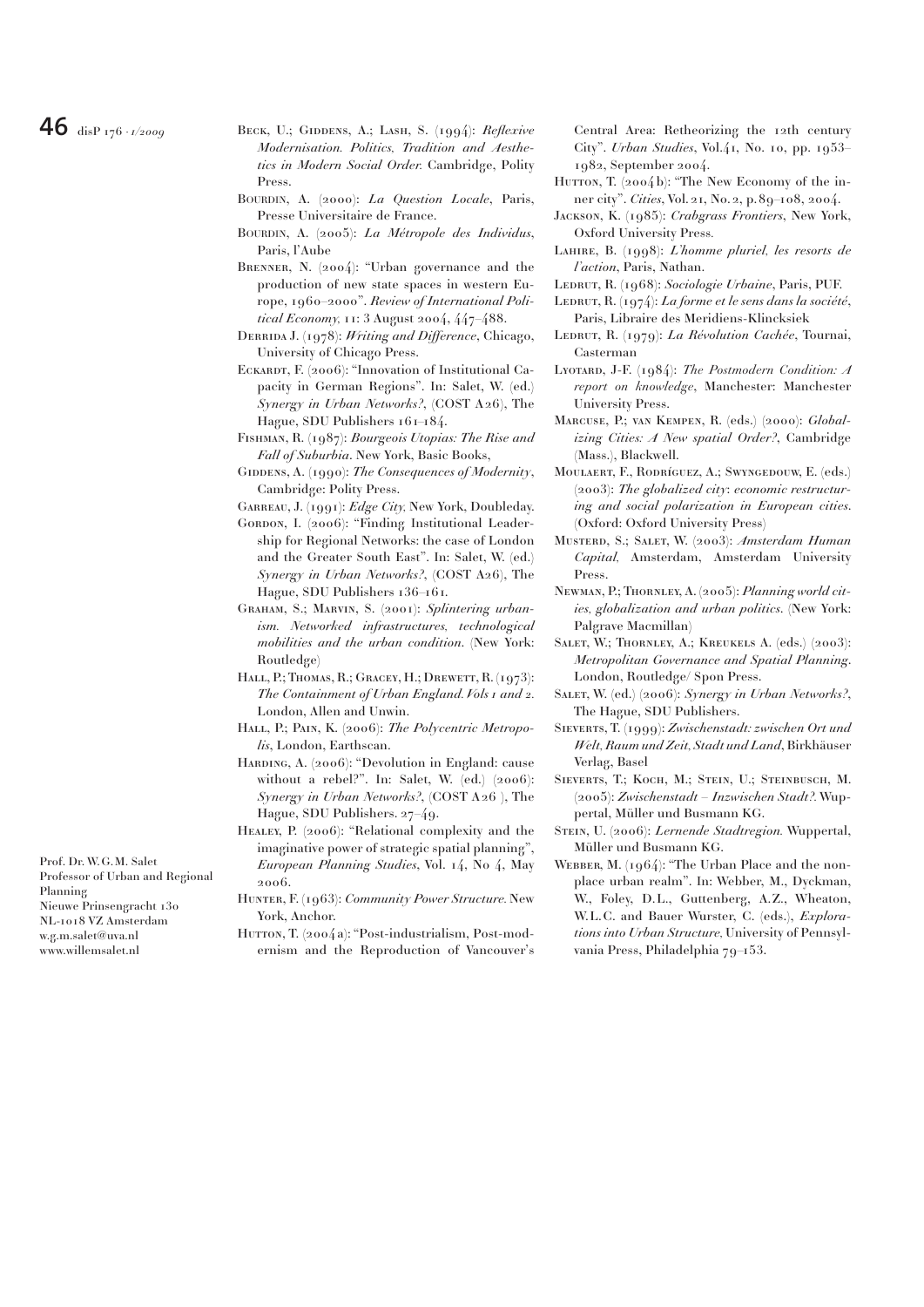Beck, U.; Giddens, A.; Lash, S. (1994): *Reflexive Modernisation. Politics, Tradition and Aesthetics in Modern Social Order.* Cambridge, Polity Press.

Bourdin, A. (2000): *La Question Locale*, Paris, Presse Universitaire de France.

Bourdin, A. (2005): *La Métropole des Individus*, Paris, l'Aube

Brenner, N. (2004): "Urban governance and the production of new state spaces in western Europe, 1960–2000". *Review of International Political Economy,* 11: 3 August 2004, 447–488.

Derrida J. (1978): *Writing and Difference*, Chicago, University of Chicago Press.

Eckardt, F. (2006): "Innovation of Institutional Capacity in German Regions". In: Salet, W. (ed.) *Synergy in Urban Networks?*, (COST A26), The Hague, SDU Publishers 161–184.

Fishman, R. (1987): *Bourgeois Utopias: The Rise and Fall of Suburbia*. New York, Basic Books,

Giddens, A. (1990): *The Consequences of Modernity*, Cambridge: Polity Press.

Garreau, J. (1991): *Edge City,* New York, Doubleday.

Gordon, I. (2006): "Finding Institutional Leadership for Regional Networks: the case of London and the Greater South East". In: Salet, W. (ed.) *Synergy in Urban Networks?*, (COST A26), The Hague, SDU Publishers 136–161.

Graham, S.; Marvin, S. (2001): *Splintering urbanism. Networked infrastructures, technological mobilities and the urban condition.* (New York: Routledge)

Hall, P.; Thomas, R.; Gracey, H.; Drewett, R. (1973): *The Containment of Urban England. Vols 1 and 2.* London, Allen and Unwin.

Hall, P.; Pain, K. (2006): *The Polycentric Metropolis*, London, Earthscan.

Harding, A. (2006): "Devolution in England: cause without a rebel?". In: Salet, W. (ed.) (2006): *Synergy in Urban Networks?*, (COST A26 ), The Hague, SDU Publishers. 27–49.

Healey, P. (2006): "Relational complexity and the imaginative power of strategic spatial planning", *European Planning Studies*, Vol. 14, No 4, May 2006.

Hunter, F. (1963): *Community Power Structure.* New York, Anchor.

Hutton, T. (2004a): "Post-industrialism, Post-modernism and the Reproduction of Vancouver's Central Area: Retheorizing the 12th century City". *Urban Studies*, Vol.41, No. 10, pp. 1953–1982, September 2004.

Hutton, T. (2004b): "The New Economy of the inner city". *Cities*, Vol. 21, No. 2, p. 89–108, 2004.

Jackson, K. (1985): *Crabgrass Frontiers*, New York, Oxford University Press.

Lahire, B. (1998): *L'homme pluriel, les resorts de l'action*, Paris, Nathan.

Ledrut, R. (1968): *Sociologie Urbaine*, Paris, PUF.

Ledrut, R. (1974): *La forme et le sens dans la société*, Paris, Libraire des Meridiens-Klincksiek

Ledrut, R. (1979): *La Révolution Cachée*, Tournai, Casterman

Lyotard, J-F. (1984): *The Postmodern Condition: A report on knowledge*, Manchester: Manchester University Press.

Marcuse, P.; van Kempen, R. (eds.) (2000): *Globalizing Cities: A New spatial Order?*, Cambridge (Mass.), Blackwell.

Moulaert, F., Rodríguez, A.; Swyngedouw, E. (eds.) (2003): *The globalized city: economic restructuring and social polarization in European cities.* (Oxford: Oxford University Press)

Musterd, S.; Salet, W. (2003): *Amsterdam Human Capital,* Amsterdam, Amsterdam University Press.

Newman, P.; Thornley, A. (2005): *Planning world cities, globalization and urban politics.* (New York: Palgrave Macmillan)

Salet, W.; Thornley, A.; Kreukels A. (eds.) (2003): *Metropolitan Governance and Spatial Planning.* London, Routledge/ Spon Press.

Salet, W. (ed.) (2006): *Synergy in Urban Networks?*, The Hague, SDU Publishers.

Sieverts, T. (1999): *Zwischenstadt: zwischen Ort und Welt, Raum und Zeit, Stadt und Land*, Birkhäuser Verlag, Basel

Sieverts, T.; Koch, M.; Stein, U.; Steinbusch, M. (2005): *Zwischenstadt – Inzwischen Stadt?.* Wuppertal, Müller und Busmann KG.

Stein, U. (2006): *Lernende Stadtregion.* Wuppertal, Müller und Busmann KG.

Webber, M. (1964): "The Urban Place and the nonplace urban realm". In: Webber, M., Dyckman, W., Foley, D.L., Guttenberg, A.Z., Wheaton, W.L.C. and Bauer Wurster, C. (eds.), *Explorations into Urban Structure,* University of Pennsylvania Press, Philadelphia 79–153.

Prof. Dr. W.G.M. Salet
Professor of Urban and Regional Planning
Nieuwe Prinsengracht 130
NL-1018 VZ Amsterdam
w.g.m.salet@uva.nl
www.willemsalet.nl